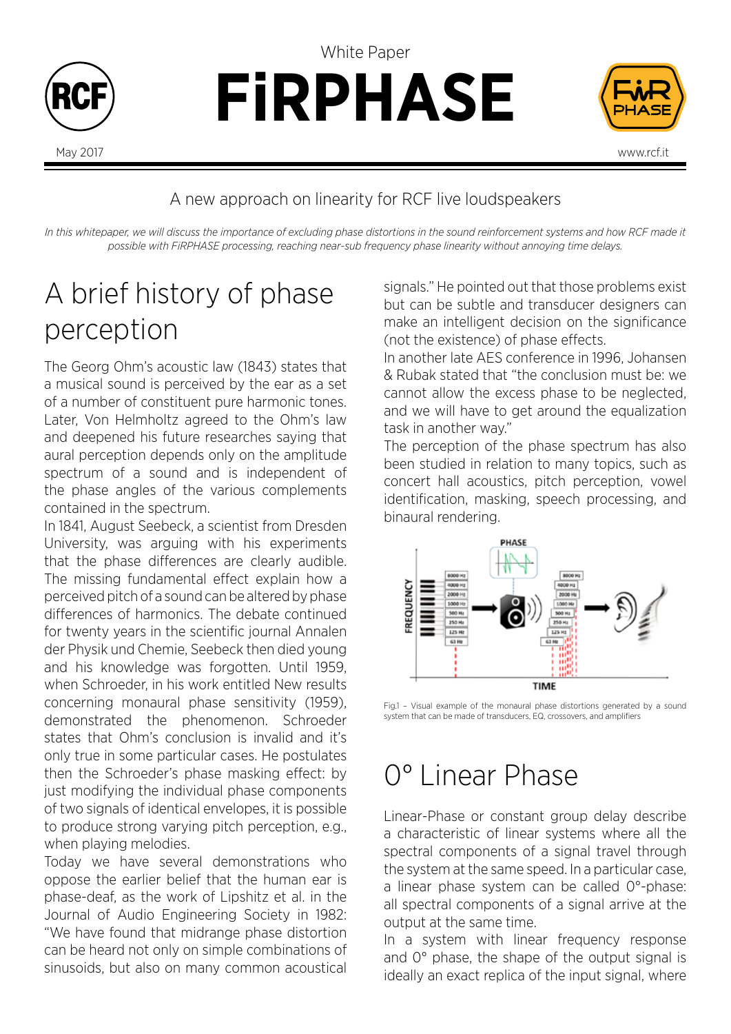White Paper

# FiRPHASE

May 2017

www.rcf.it

A new approach on linearity for RCF live loudspeakers

*In this whitepaper, we will discuss the importance of excluding phase distortions in the sound reinforcement systems and how RCF made it possible with FiRPHASE processing, reaching near-sub frequency phase linearity without annoying time delays.*

## A brief history of phase perception

The Georg Ohm's acoustic law (1843) states that a musical sound is perceived by the ear as a set of a number of constituent pure harmonic tones. Later, Von Helmholtz agreed to the Ohm's law and deepened his future researches saying that aural perception depends only on the amplitude spectrum of a sound and is independent of the phase angles of the various complements contained in the spectrum.

In 1841, August Seebeck, a scientist from Dresden University, was arguing with his experiments that the phase differences are clearly audible. The missing fundamental effect explain how a perceived pitch of a sound can be altered by phase differences of harmonics. The debate continued for twenty years in the scientific journal Annalen der Physik und Chemie, Seebeck then died young and his knowledge was forgotten. Until 1959, when Schroeder, in his work entitled New results concerning monaural phase sensitivity (1959), demonstrated the phenomenon. Schroeder states that Ohm's conclusion is invalid and it's only true in some particular cases. He postulates then the Schroeder's phase masking effect: by just modifying the individual phase components of two signals of identical envelopes, it is possible to produce strong varying pitch perception, e.g., when playing melodies.

Today we have several demonstrations who oppose the earlier belief that the human ear is phase-deaf, as the work of Lipshitz et al. in the Journal of Audio Engineering Society in 1982: "We have found that midrange phase distortion can be heard not only on simple combinations of sinusoids, but also on many common acoustical signals." He pointed out that those problems exist but can be subtle and transducer designers can make an intelligent decision on the significance (not the existence) of phase effects.

In another late AES conference in 1996, Johansen & Rubak stated that "the conclusion must be: we cannot allow the excess phase to be neglected, and we will have to get around the equalization task in another way."

The perception of the phase spectrum has also been studied in relation to many topics, such as concert hall acoustics, pitch perception, vowel identification, masking, speech processing, and binaural rendering.

Fig.1 – Visual example of the monaural phase distortions generated by a sound system that can be made of transducers, EQ, crossovers, and amplifiers

## 0° Linear Phase

Linear-Phase or constant group delay describe a characteristic of linear systems where all the spectral components of a signal travel through the system at the same speed. In a particular case, a linear phase system can be called 0°-phase: all spectral components of a signal arrive at the output at the same time.

In a system with linear frequency response and 0° phase, the shape of the output signal is ideally an exact replica of the input signal, where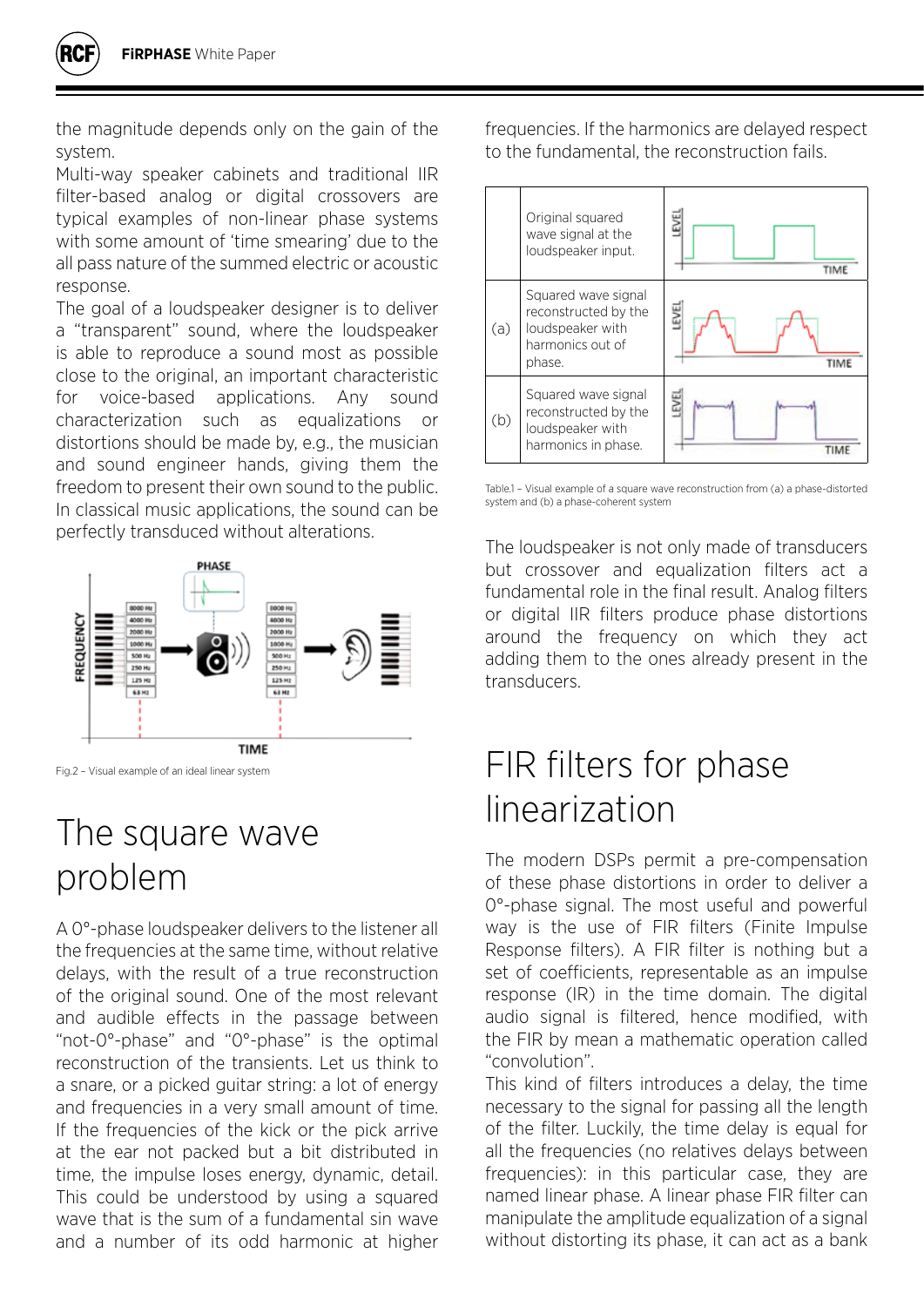the magnitude depends only on the gain of the system.
Multi-way speaker cabinets and traditional IIR filter-based analog or digital crossovers are typical examples of non-linear phase systems with some amount of 'time smearing' due to the all pass nature of the summed electric or acoustic response.
The goal of a loudspeaker designer is to deliver a "transparent" sound, where the loudspeaker is able to reproduce a sound most as possible close to the original, an important characteristic for voice-based applications. Any sound characterization such as equalizations or distortions should be made by, e.g., the musician and sound engineer hands, giving them the freedom to present their own sound to the public. In classical music applications, the sound can be perfectly transduced without alterations.

Fig.2 – Visual example of an ideal linear system

# The square wave problem

A 0°-phase loudspeaker delivers to the listener all the frequencies at the same time, without relative delays, with the result of a true reconstruction of the original sound. One of the most relevant and audible effects in the passage between "not-0°-phase" and "0°-phase" is the optimal reconstruction of the transients. Let us think to a snare, or a picked guitar string: a lot of energy and frequencies in a very small amount of time. If the frequencies of the kick or the pick arrive at the ear not packed but a bit distributed in time, the impulse loses energy, dynamic, detail. This could be understood by using a squared wave that is the sum of a fundamental sin wave and a number of its odd harmonic at higher frequencies. If the harmonics are delayed respect to the fundamental, the reconstruction fails.

| | | |
|---|---|---|
| | Original squared wave signal at the loudspeaker input. | |
| (a) | Squared wave signal reconstructed by the loudspeaker with harmonics out of phase. | |
| (b) | Squared wave signal reconstructed by the loudspeaker with harmonics in phase. | |

Table.1 – Visual example of a square wave reconstruction from (a) a phase-distorted system and (b) a phase-coherent system

The loudspeaker is not only made of transducers but crossover and equalization filters act a fundamental role in the final result. Analog filters or digital IIR filters produce phase distortions around the frequency on which they act adding them to the ones already present in the transducers.

# FIR filters for phase linearization

The modern DSPs permit a pre-compensation of these phase distortions in order to deliver a 0°-phase signal. The most useful and powerful way is the use of FIR filters (Finite Impulse Response filters). A FIR filter is nothing but a set of coefficients, representable as an impulse response (IR) in the time domain. The digital audio signal is filtered, hence modified, with the FIR by mean a mathematic operation called "convolution".
This kind of filters introduces a delay, the time necessary to the signal for passing all the length of the filter. Luckily, the time delay is equal for all the frequencies (no relatives delays between frequencies): in this particular case, they are named linear phase. A linear phase FIR filter can manipulate the amplitude equalization of a signal without distorting its phase, it can act as a bank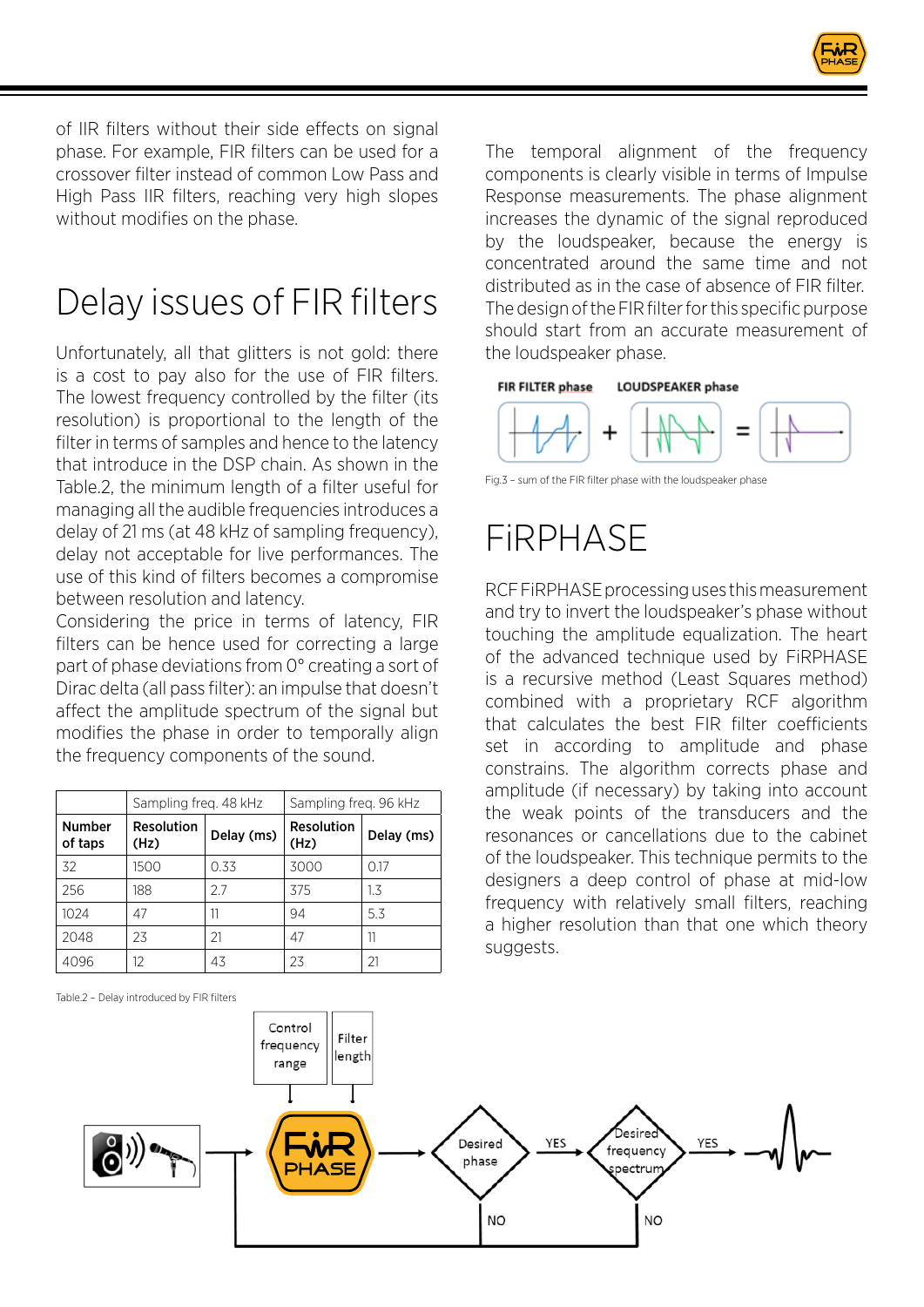of IIR filters without their side effects on signal phase. For example, FIR filters can be used for a crossover filter instead of common Low Pass and High Pass IIR filters, reaching very high slopes without modifies on the phase.

# Delay issues of FIR filters

Unfortunately, all that glitters is not gold: there is a cost to pay also for the use of FIR filters. The lowest frequency controlled by the filter (its resolution) is proportional to the length of the filter in terms of samples and hence to the latency that introduce in the DSP chain. As shown in the Table.2, the minimum length of a filter useful for managing all the audible frequencies introduces a delay of 21 ms (at 48 kHz of sampling frequency), delay not acceptable for live performances. The use of this kind of filters becomes a compromise between resolution and latency.
Considering the price in terms of latency, FIR filters can be hence used for correcting a large part of phase deviations from 0° creating a sort of Dirac delta (all pass filter): an impulse that doesn't affect the amplitude spectrum of the signal but modifies the phase in order to temporally align the frequency components of the sound.

| | Sampling freq. 48 kHz | | Sampling freq. 96 kHz | |
|---|---|---|---|---|
| **Number of taps** | **Resolution (Hz)** | **Delay (ms)** | **Resolution (Hz)** | **Delay (ms)** |
| 32 | 1500 | 0.33 | 3000 | 0.17 |
| 256 | 188 | 2.7 | 375 | 1.3 |
| 1024 | 47 | 11 | 94 | 5.3 |
| 2048 | 23 | 21 | 47 | 11 |
| 4096 | 12 | 43 | 23 | 21 |

Table.2 – Delay introduced by FIR filters

The temporal alignment of the frequency components is clearly visible in terms of Impulse Response measurements. The phase alignment increases the dynamic of the signal reproduced by the loudspeaker, because the energy is concentrated around the same time and not distributed as in the case of absence of FIR filter. The design of the FIR filter for this specific purpose should start from an accurate measurement of the loudspeaker phase.

FIR FILTER phase + LOUDSPEAKER phase =

Fig.3 – sum of the FIR filter phase with the loudspeaker phase

# FiRPHASE

RCF FiRPHASE processing uses this measurement and try to invert the loudspeaker's phase without touching the amplitude equalization. The heart of the advanced technique used by FiRPHASE is a recursive method (Least Squares method) combined with a proprietary RCF algorithm that calculates the best FIR filter coefficients set in according to amplitude and phase constrains. The algorithm corrects phase and amplitude (if necessary) by taking into account the weak points of the transducers and the resonances or cancellations due to the cabinet of the loudspeaker. This technique permits to the designers a deep control of phase at mid-low frequency with relatively small filters, reaching a higher resolution than that one which theory suggests.

Control frequency range | Filter length | FiR PHASE | Desired phase | YES | NO | Desired frequency spectrum | YES | NO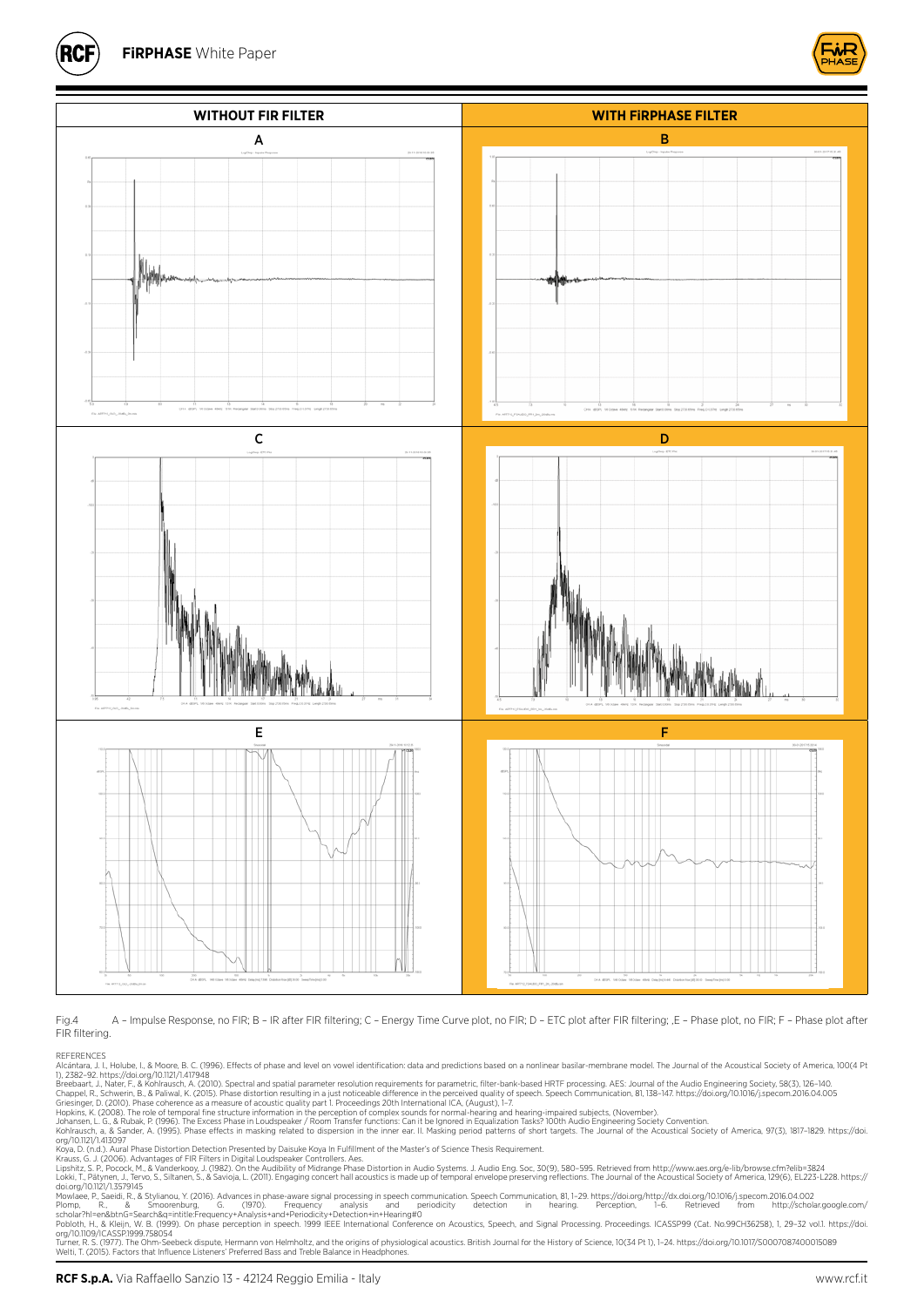| WITHOUT FIR FILTER | WITH FIRPHASE FILTER |
| --- | --- |
| A | B |
| C | D |
| E | F |

Fig.4 A – Impulse Response, no FIR; B – IR after FIR filtering; C – Energy Time Curve plot, no FIR; D – ETC plot after FIR filtering; ,E – Phase plot, no FIR; F – Phase plot after FIR filtering.

REFERENCES

Alcántara, J. I., Holube, I., & Moore, B. C. (1996). Effects of phase and level on vowel identification: data and predictions based on a nonlinear basilar-membrane model. The Journal of the Acoustical Society of America, 100(4 Pt 1), 2382–92. https://doi.org/10.1121/1.417948

Breebaart, J., Nater, F., & Kohlrausch, A. (2010). Spectral and spatial parameter resolution requirements for parametric, filter-bank-based HRTF processing. AES: Journal of the Audio Engineering Society, 58(3), 126–140.

Chappel, R., Schwerin, B., & Paliwal, K. (2015). Phase distortion resulting in a just noticeable difference in the perceived quality of speech. Speech Communication, 81, 138–147. https://doi.org/10.1016/j.specom.2016.04.005

Griesinger, D. (2010). Phase coherence as a measure of acoustic quality part 1. Proceedings 20th International ICA, (August), 1–7.

Hopkins, K. (2008). The role of temporal fine structure information in the perception of complex sounds for normal-hearing and hearing-impaired subjects, (November).

Johansen, L. G., & Rubak, P. (1996). The Excess Phase in Loudspeaker / Room Transfer functions: Can it be Ignored in Equalization Tasks? 100th Audio Engineering Society Convention.

Kohlrausch, a, & Sander, A. (1995). Phase effects in masking related to dispersion in the inner ear. II. Masking period patterns of short targets. The Journal of the Acoustical Society of America, 97(3), 1817–1829. https://doi.org/10.1121/1.413097

Koya, D. (n.d.). Aural Phase Distortion Detection Presented by Daisuke Koya In Fulfillment of the Master's of Science Thesis Requirement.

Krauss, G. J. (2006). Advantages of FIR Filters in Digital Loudspeaker Controllers. Aes.

Lipshitz, S. P., Pocock, M., & Vanderkooy, J. (1982). On the Audibility of Midrange Phase Distortion in Audio Systems. J. Audio Eng. Soc, 30(9), 580–595. Retrieved from http://www.aes.org/e-lib/browse.cfm?elib=3824

Lokki, T., Pätynen, J., Tervo, S., Siltanen, S., & Savioja, L. (2011). Engaging concert hall acoustics is made up of temporal envelope preserving reflections. The Journal of the Acoustical Society of America, 129(6), EL223–L228. https://doi.org/10.1121/1.3579145

Mowlaee, P., Saeidi, R., & Stylianou, Y. (2016). Advances in phase-aware signal processing in speech communication. Speech Communication, 81, 1–29. https://doi.org/http://dx.doi.org/10.1016/j.specom.2016.04.002

Plomp, R., & Smoorenburg, G. (1970). Frequency analysis and periodicity detection in hearing. Perception, 1–6. Retrieved from http://scholar.google.com/scholar?hl=en&btnG=Search&q=intitle:Frequency+Analysis+and+Periodicity+Detection+in+Hearing#0

Pobloth, H., & Kleijn, W. B. (1999). On phase perception in speech. 1999 IEEE International Conference on Acoustics, Speech, and Signal Processing. Proceedings. ICASSP99 (Cat. No.99CH36258), 1, 29–32 vol.1. https://doi.org/10.1109/ICASSP.1999.758054

Turner, R. S. (1977). The Ohm-Seebeck dispute, Hermann von Helmholtz, and the origins of physiological acoustics. British Journal for the History of Science, 10(34 Pt 1), 1–24. https://doi.org/10.1017/S0007087400015089

Welti, T. (2015). Factors that Influence Listeners' Preferred Bass and Treble Balance in Headphones.

**RCF S.p.A.** Via Raffaello Sanzio 13 - 42124 Reggio Emilia - Italy www.rcf.it